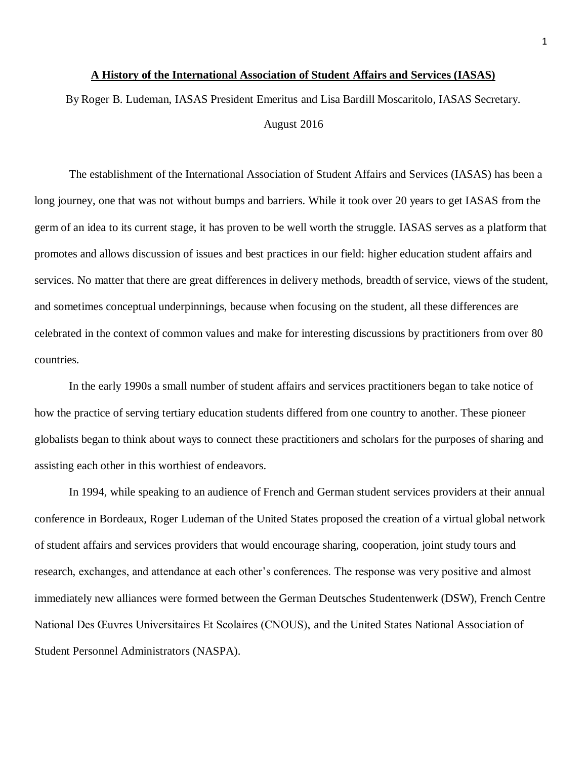# A History of the International Association of Student Affairs and Services (IASAS)

By Roger B. Ludeman, IASAS President Emeritus and Lisa Bardill Moscaritolo, IASAS Secretary.

August 2016

The establishment of the International Association of Student Affairs and Services (IASAS) has been a long journey, one that was not without bumps and barriers. While it took over 20 years to get IASAS from the germ of an idea to its current stage, it has proven to be well worth the struggle. IASAS serves as a platform that promotes and allows discussion of issues and best practices in our field: higher education student affairs and services. No matter that there are great differences in delivery methods, breadth of service, views of the student, and sometimes conceptual underpinnings, because when focusing on the student, all these differences are celebrated in the context of common values and make for interesting discussions by practitioners from over 80 countries.

In the early 1990s a small number of student affairs and services practitioners began to take notice of how the practice of serving tertiary education students differed from one country to another. These pioneer globalists began to think about ways to connect these practitioners and scholars for the purposes of sharing and assisting each other in this worthiest of endeavors.

In 1994, while speaking to an audience of French and German student services providers at their annual conference in Bordeaux, Roger Ludeman of the United States proposed the creation of a virtual global network of student affairs and services providers that would encourage sharing, cooperation, joint study tours and research, exchanges, and attendance at each other's conferences. The response was very positive and almost immediately new alliances were formed between the German Deutsches Studentenwerk (DSW), French Centre National Des Œuvres Universitaires Et Scolaires (CNOUS), and the United States National Association of Student Personnel Administrators (NASPA).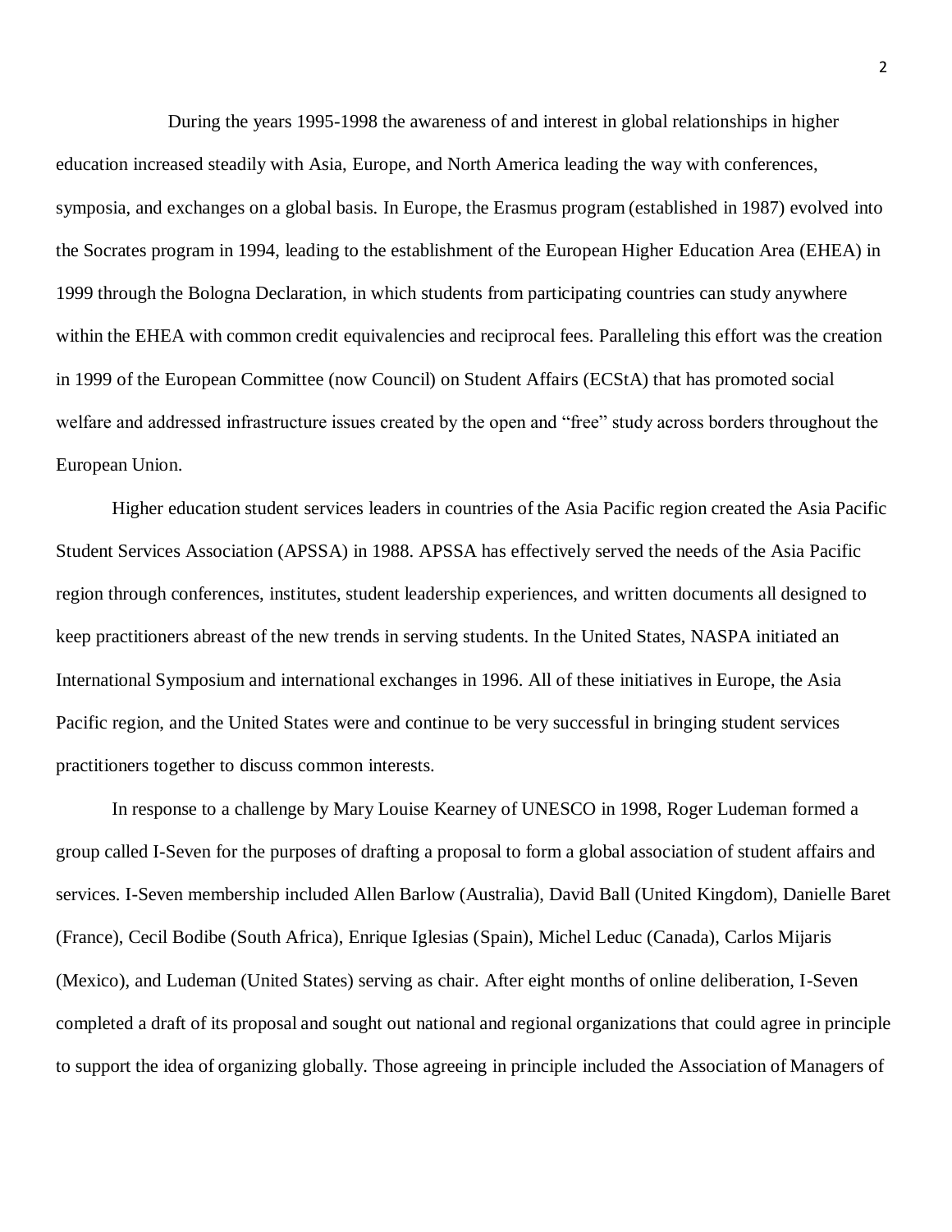During the years 1995-1998 the awareness of and interest in global relationships in higher education increased steadily with Asia, Europe, and North America leading the way with conferences, symposia, and exchanges on a global basis. In Europe, the Erasmus program (established in 1987) evolved into the Socrates program in 1994, leading to the establishment of the European Higher Education Area (EHEA) in 1999 through the Bologna Declaration, in which students from participating countries can study anywhere within the EHEA with common credit equivalencies and reciprocal fees. Paralleling this effort was the creation in 1999 of the European Committee (now Council) on Student Affairs (ECStA) that has promoted social welfare and addressed infrastructure issues created by the open and "free" study across borders throughout the European Union.

Higher education student services leaders in countries of the Asia Pacific region created the Asia Pacific Student Services Association (APSSA) in 1988. APSSA has effectively served the needs of the Asia Pacific region through conferences, institutes, student leadership experiences, and written documents all designed to keep practitioners abreast of the new trends in serving students. In the United States, NASPA initiated an International Symposium and international exchanges in 1996. All of these initiatives in Europe, the Asia Pacific region, and the United States were and continue to be very successful in bringing student services practitioners together to discuss common interests.

In response to a challenge by Mary Louise Kearney of UNESCO in 1998, Roger Ludeman formed a group called I-Seven for the purposes of drafting a proposal to form a global association of student affairs and services. I-Seven membership included Allen Barlow (Australia), David Ball (United Kingdom), Danielle Baret (France), Cecil Bodibe (South Africa), Enrique Iglesias (Spain), Michel Leduc (Canada), Carlos Mijaris (Mexico), and Ludeman (United States) serving as chair. After eight months of online deliberation, I-Seven completed a draft of its proposal and sought out national and regional organizations that could agree in principle to support the idea of organizing globally. Those agreeing in principle included the Association of Managers of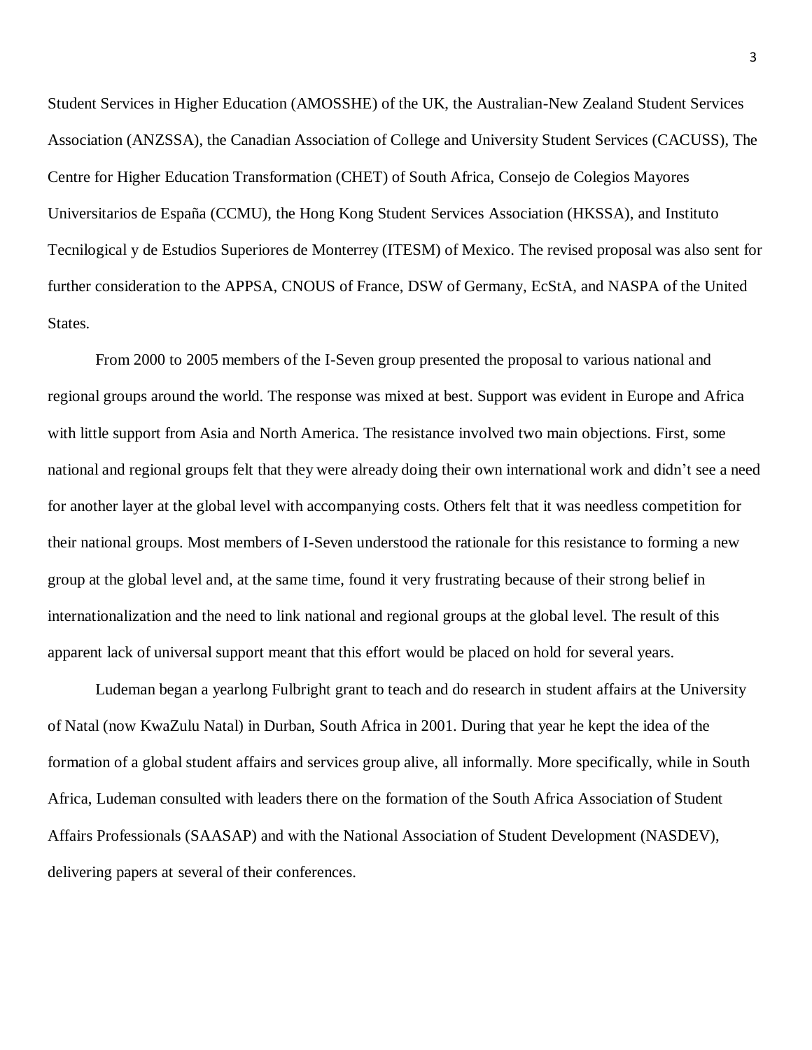Student Services in Higher Education (AMOSSHE) of the UK, the Australian-New Zealand Student Services Association (ANZSSA), the Canadian Association of College and University Student Services (CACUSS), The Centre for Higher Education Transformation (CHET) of South Africa, Consejo de Colegios Mayores Universitarios de España (CCMU), the Hong Kong Student Services Association (HKSSA), and Instituto Tecnilogical y de Estudios Superiores de Monterrey (ITESM) of Mexico. The revised proposal was also sent for further consideration to the APPSA, CNOUS of France, DSW of Germany, EcStA, and NASPA of the United States.

From 2000 to 2005 members of the I-Seven group presented the proposal to various national and regional groups around the world. The response was mixed at best. Support was evident in Europe and Africa with little support from Asia and North America. The resistance involved two main objections. First, some national and regional groups felt that they were already doing their own international work and didn't see a need for another layer at the global level with accompanying costs. Others felt that it was needless competition for their national groups. Most members of I-Seven understood the rationale for this resistance to forming a new group at the global level and, at the same time, found it very frustrating because of their strong belief in internationalization and the need to link national and regional groups at the global level. The result of this apparent lack of universal support meant that this effort would be placed on hold for several years.

Ludeman began a yearlong Fulbright grant to teach and do research in student affairs at the University of Natal (now KwaZulu Natal) in Durban, South Africa in 2001. During that year he kept the idea of the formation of a global student affairs and services group alive, all informally. More specifically, while in South Africa, Ludeman consulted with leaders there on the formation of the South Africa Association of Student Affairs Professionals (SAASAP) and with the National Association of Student Development (NASDEV), delivering papers at several of their conferences.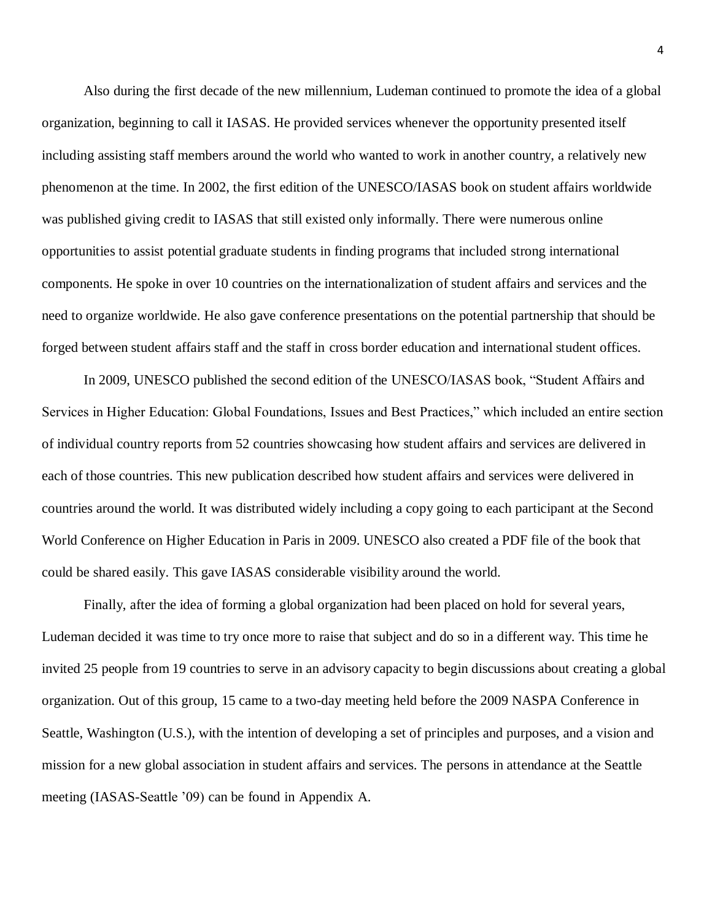Also during the first decade of the new millennium, Ludeman continued to promote the idea of a global organization, beginning to call it IASAS. He provided services whenever the opportunity presented itself including assisting staff members around the world who wanted to work in another country, a relatively new phenomenon at the time. In 2002, the first edition of the UNESCO/IASAS book on student affairs worldwide was published giving credit to IASAS that still existed only informally. There were numerous online opportunities to assist potential graduate students in finding programs that included strong international components. He spoke in over 10 countries on the internationalization of student affairs and services and the need to organize worldwide. He also gave conference presentations on the potential partnership that should be forged between student affairs staff and the staff in cross border education and international student offices.

In 2009, UNESCO published the second edition of the UNESCO/IASAS book, "Student Affairs and Services in Higher Education: Global Foundations, Issues and Best Practices," which included an entire section of individual country reports from 52 countries showcasing how student affairs and services are delivered in each of those countries. This new publication described how student affairs and services were delivered in countries around the world. It was distributed widely including a copy going to each participant at the Second World Conference on Higher Education in Paris in 2009. UNESCO also created a PDF file of the book that could be shared easily. This gave IASAS considerable visibility around the world.

Finally, after the idea of forming a global organization had been placed on hold for several years, Ludeman decided it was time to try once more to raise that subject and do so in a different way. This time he invited 25 people from 19 countries to serve in an advisory capacity to begin discussions about creating a global organization. Out of this group, 15 came to a two-day meeting held before the 2009 NASPA Conference in Seattle, Washington (U.S.), with the intention of developing a set of principles and purposes, and a vision and mission for a new global association in student affairs and services. The persons in attendance at the Seattle meeting (IASAS-Seattle '09) can be found in Appendix A.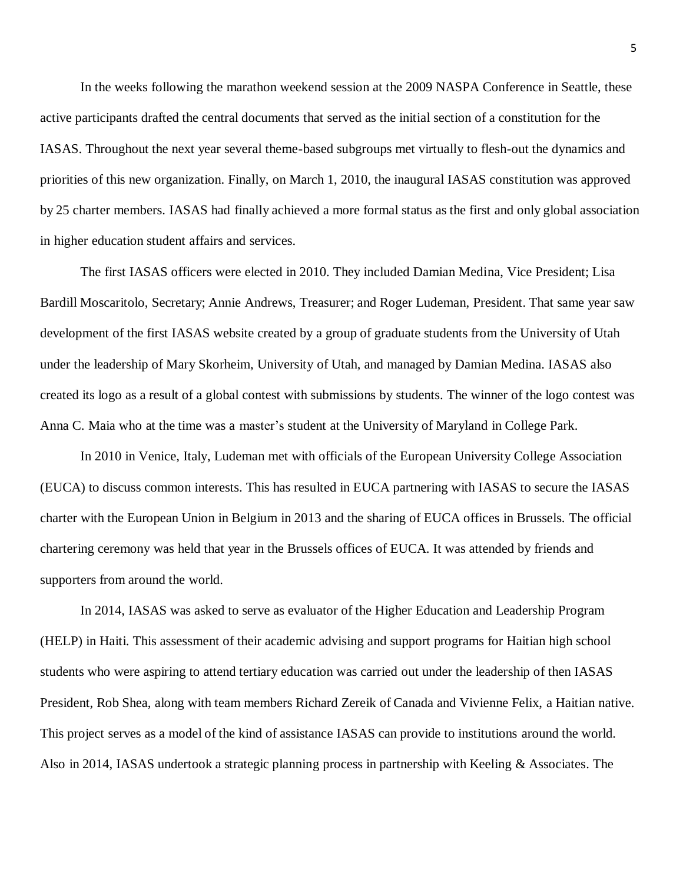In the weeks following the marathon weekend session at the 2009 NASPA Conference in Seattle, these active participants drafted the central documents that served as the initial section of a constitution for the IASAS. Throughout the next year several theme-based subgroups met virtually to flesh-out the dynamics and priorities of this new organization. Finally, on March 1, 2010, the inaugural IASAS constitution was approved by 25 charter members. IASAS had finally achieved a more formal status as the first and only global association in higher education student affairs and services.

The first IASAS officers were elected in 2010. They included Damian Medina, Vice President; Lisa Bardill Moscaritolo, Secretary; Annie Andrews, Treasurer; and Roger Ludeman, President. That same year saw development of the first IASAS website created by a group of graduate students from the University of Utah under the leadership of Mary Skorheim, University of Utah, and managed by Damian Medina. IASAS also created its logo as a result of a global contest with submissions by students. The winner of the logo contest was Anna C. Maia who at the time was a master's student at the University of Maryland in College Park.

In 2010 in Venice, Italy, Ludeman met with officials of the European University College Association (EUCA) to discuss common interests. This has resulted in EUCA partnering with IASAS to secure the IASAS charter with the European Union in Belgium in 2013 and the sharing of EUCA offices in Brussels. The official chartering ceremony was held that year in the Brussels offices of EUCA. It was attended by friends and supporters from around the world.

In 2014, IASAS was asked to serve as evaluator of the Higher Education and Leadership Program (HELP) in Haiti. This assessment of their academic advising and support programs for Haitian high school students who were aspiring to attend tertiary education was carried out under the leadership of then IASAS President, Rob Shea, along with team members Richard Zereik of Canada and Vivienne Felix, a Haitian native. This project serves as a model of the kind of assistance IASAS can provide to institutions around the world. Also in 2014, IASAS undertook a strategic planning process in partnership with Keeling & Associates. The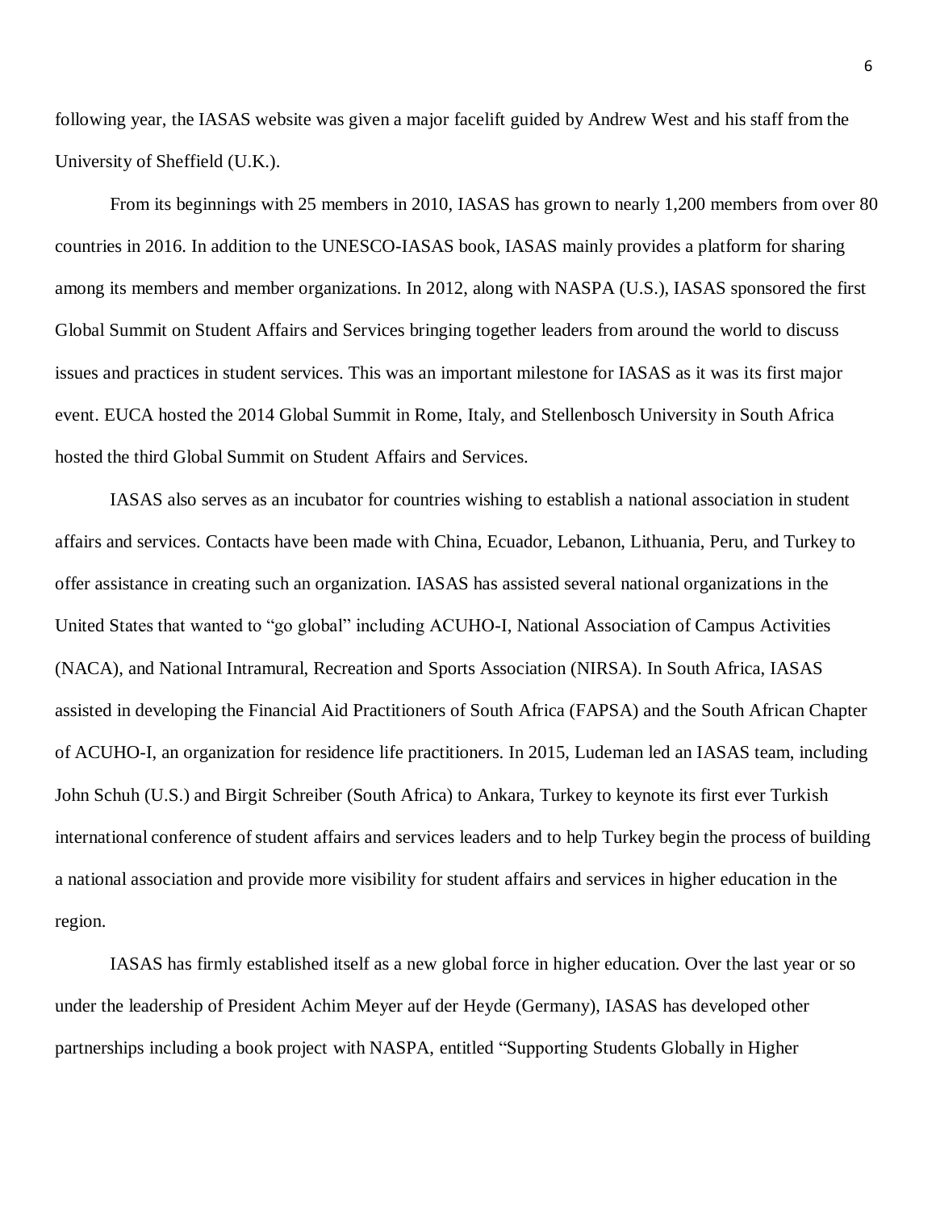following year, the IASAS website was given a major facelift guided by Andrew West and his staff from the University of Sheffield (U.K.).

From its beginnings with 25 members in 2010, IASAS has grown to nearly 1,200 members from over 80 countries in 2016. In addition to the UNESCO-IASAS book, IASAS mainly provides a platform for sharing among its members and member organizations. In 2012, along with NASPA (U.S.), IASAS sponsored the first Global Summit on Student Affairs and Services bringing together leaders from around the world to discuss issues and practices in student services. This was an important milestone for IASAS as it was its first major event. EUCA hosted the 2014 Global Summit in Rome, Italy, and Stellenbosch University in South Africa hosted the third Global Summit on Student Affairs and Services.

IASAS also serves as an incubator for countries wishing to establish a national association in student affairs and services. Contacts have been made with China, Ecuador, Lebanon, Lithuania, Peru, and Turkey to offer assistance in creating such an organization. IASAS has assisted several national organizations in the United States that wanted to "go global" including ACUHO-I, National Association of Campus Activities (NACA), and National Intramural, Recreation and Sports Association (NIRSA). In South Africa, IASAS assisted in developing the Financial Aid Practitioners of South Africa (FAPSA) and the South African Chapter of ACUHO-I, an organization for residence life practitioners. In 2015, Ludeman led an IASAS team, including John Schuh (U.S.) and Birgit Schreiber (South Africa) to Ankara, Turkey to keynote its first ever Turkish international conference of student affairs and services leaders and to help Turkey begin the process of building a national association and provide more visibility for student affairs and services in higher education in the region.

IASAS has firmly established itself as a new global force in higher education. Over the last year or so under the leadership of President Achim Meyer auf der Heyde (Germany), IASAS has developed other partnerships including a book project with NASPA, entitled "Supporting Students Globally in Higher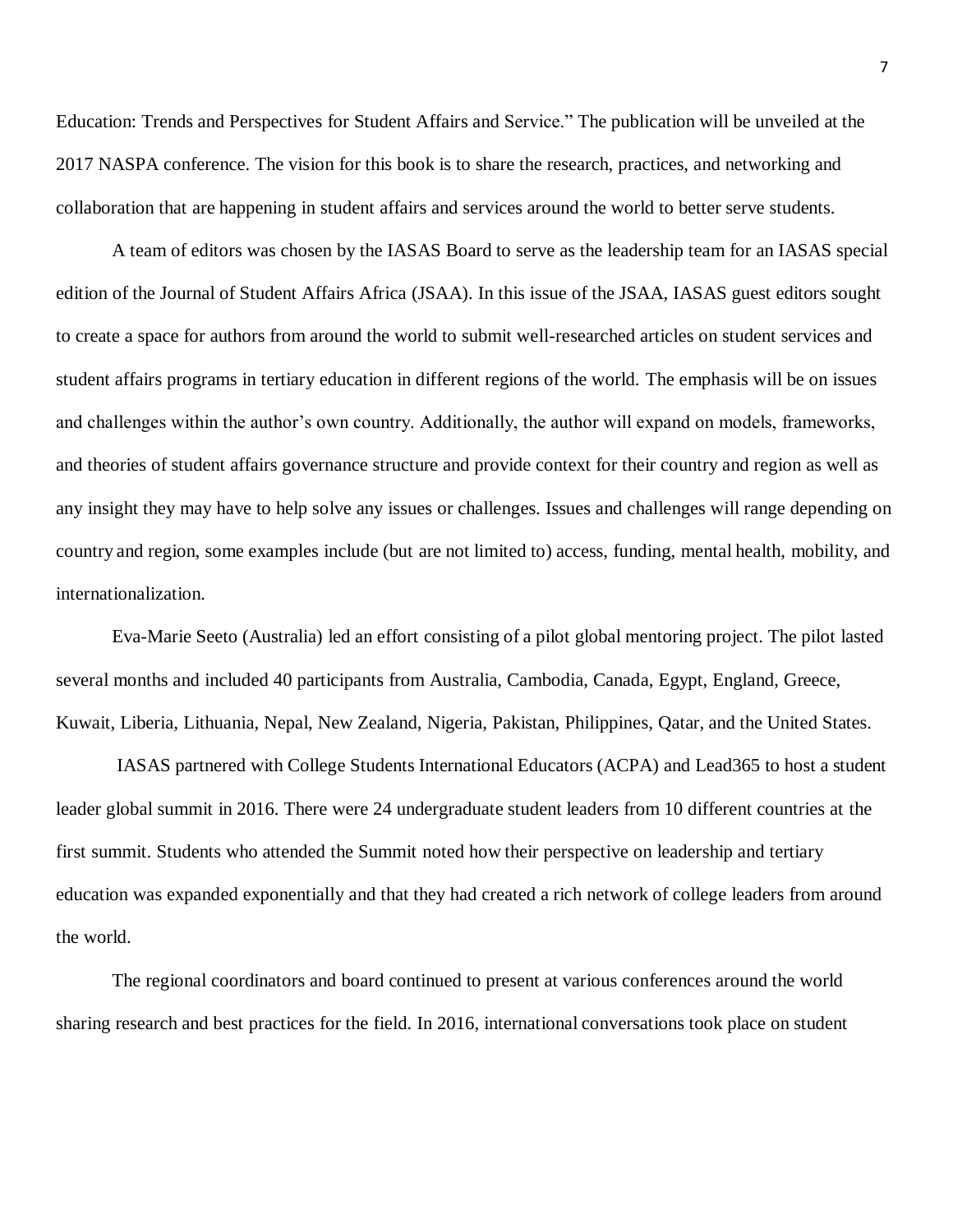Education: Trends and Perspectives for Student Affairs and Service." The publication will be unveiled at the 2017 NASPA conference. The vision for this book is to share the research, practices, and networking and collaboration that are happening in student affairs and services around the world to better serve students.

A team of editors was chosen by the IASAS Board to serve as the leadership team for an IASAS special edition of the Journal of Student Affairs Africa (JSAA). In this issue of the JSAA, IASAS guest editors sought to create a space for authors from around the world to submit well-researched articles on student services and student affairs programs in tertiary education in different regions of the world. The emphasis will be on issues and challenges within the author's own country. Additionally, the author will expand on models, frameworks, and theories of student affairs governance structure and provide context for their country and region as well as any insight they may have to help solve any issues or challenges. Issues and challenges will range depending on country and region, some examples include (but are not limited to) access, funding, mental health, mobility, and internationalization.

Eva-Marie Seeto (Australia) led an effort consisting of a pilot global mentoring project. The pilot lasted several months and included 40 participants from Australia, Cambodia, Canada, Egypt, England, Greece, Kuwait, Liberia, Lithuania, Nepal, New Zealand, Nigeria, Pakistan, Philippines, Qatar, and the United States.

IASAS partnered with College Students International Educators (ACPA) and Lead365 to host a student leader global summit in 2016. There were 24 undergraduate student leaders from 10 different countries at the first summit. Students who attended the Summit noted how their perspective on leadership and tertiary education was expanded exponentially and that they had created a rich network of college leaders from around the world.

The regional coordinators and board continued to present at various conferences around the world sharing research and best practices for the field. In 2016, international conversations took place on student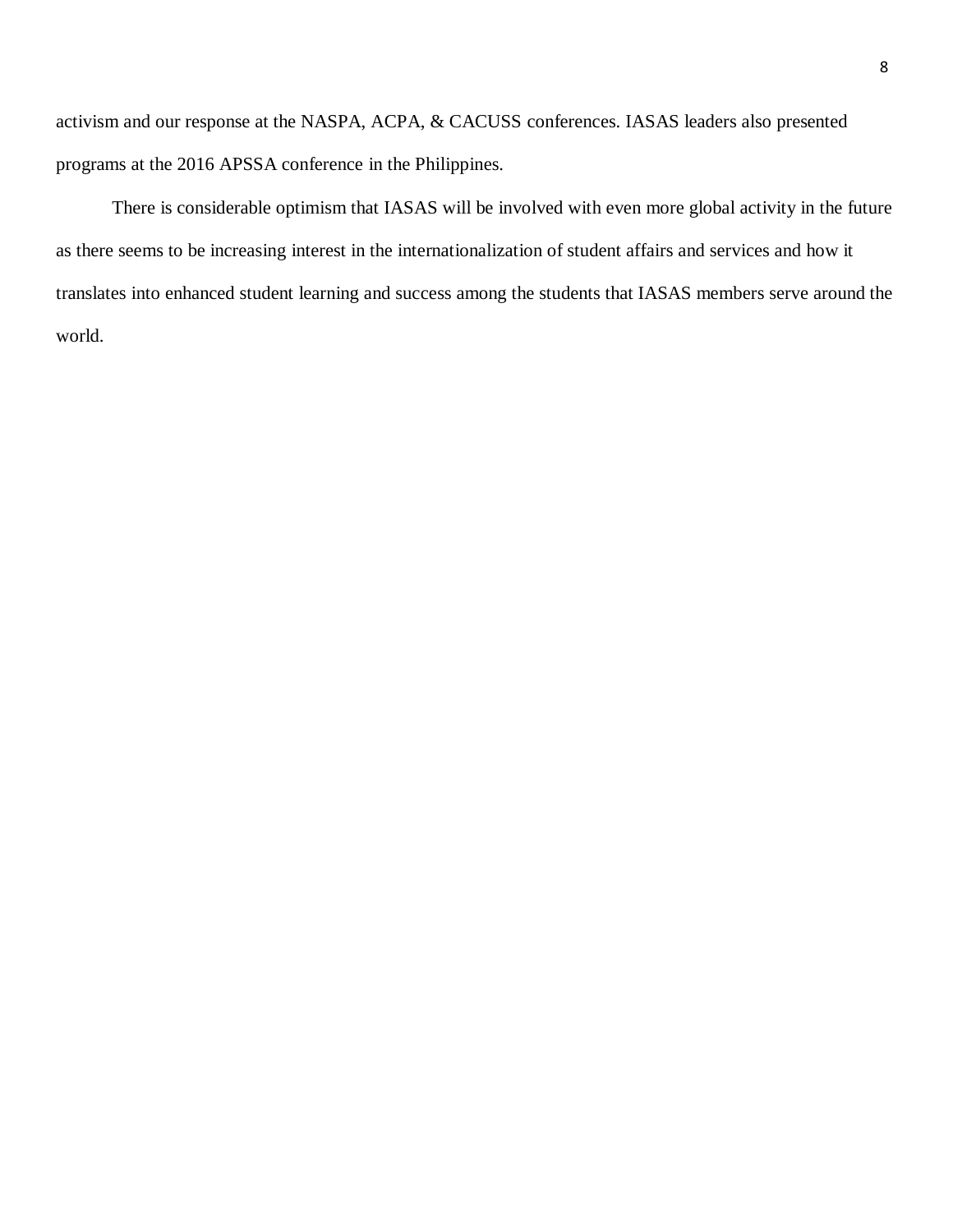activism and our response at the NASPA, ACPA, & CACUSS conferences. IASAS leaders also presented programs at the 2016 APSSA conference in the Philippines.

There is considerable optimism that IASAS will be involved with even more global activity in the future as there seems to be increasing interest in the internationalization of student affairs and services and how it translates into enhanced student learning and success among the students that IASAS members serve around the world.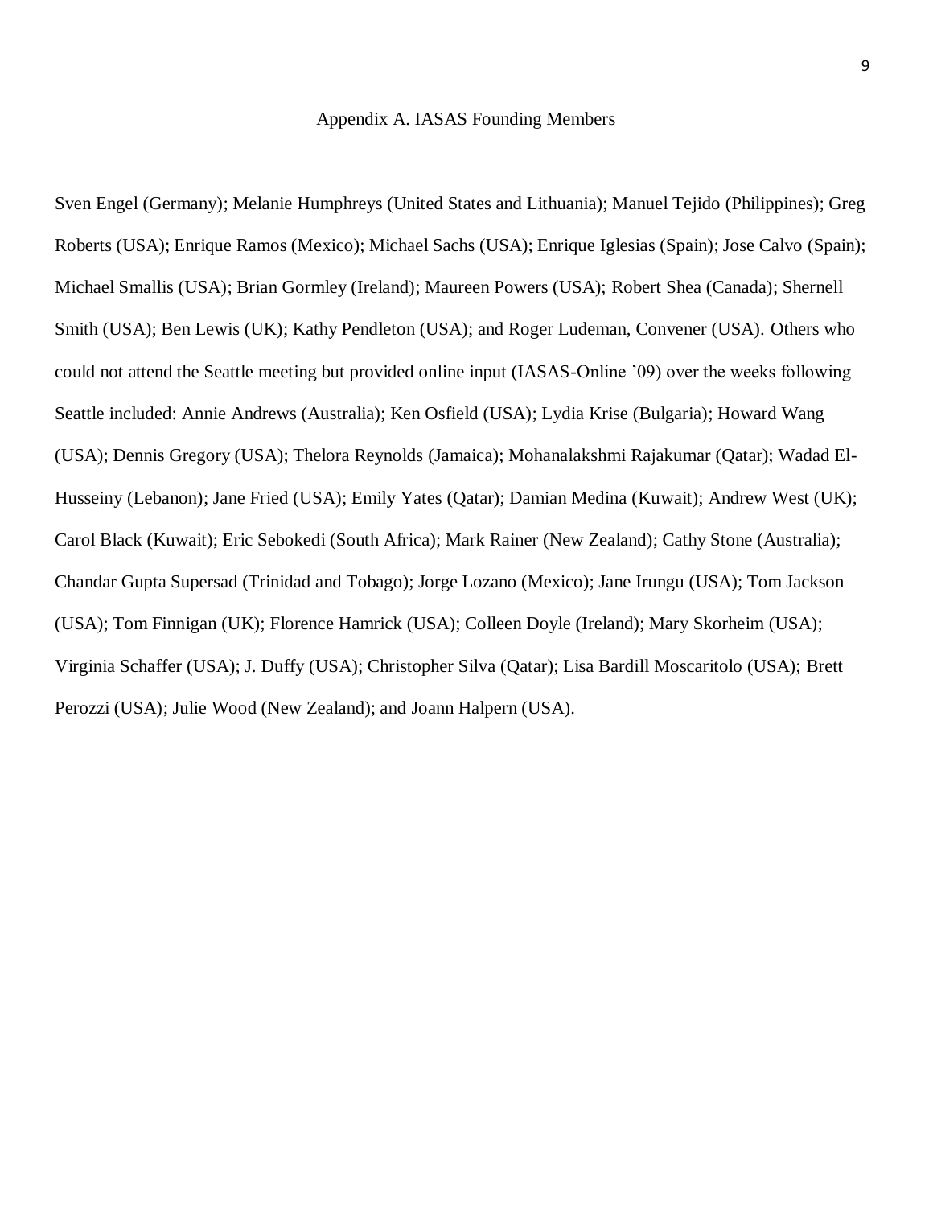## Appendix A. IASAS Founding Members

Sven Engel (Germany); Melanie Humphreys (United States and Lithuania); Manuel Tejido (Philippines); Greg Roberts (USA); Enrique Ramos (Mexico); Michael Sachs (USA); Enrique Iglesias (Spain); Jose Calvo (Spain); Michael Smallis (USA); Brian Gormley (Ireland); Maureen Powers (USA); Robert Shea (Canada); Shernell Smith (USA); Ben Lewis (UK); Kathy Pendleton (USA); and Roger Ludeman, Convener (USA). Others who could not attend the Seattle meeting but provided online input (IASAS-Online '09) over the weeks following Seattle included: Annie Andrews (Australia); Ken Osfield (USA); Lydia Krise (Bulgaria); Howard Wang (USA); Dennis Gregory (USA); Thelora Reynolds (Jamaica); Mohanalakshmi Rajakumar (Qatar); Wadad El-Husseiny (Lebanon); Jane Fried (USA); Emily Yates (Qatar); Damian Medina (Kuwait); Andrew West (UK); Carol Black (Kuwait); Eric Sebokedi (South Africa); Mark Rainer (New Zealand); Cathy Stone (Australia); Chandar Gupta Supersad (Trinidad and Tobago); Jorge Lozano (Mexico); Jane Irungu (USA); Tom Jackson (USA); Tom Finnigan (UK); Florence Hamrick (USA); Colleen Doyle (Ireland); Mary Skorheim (USA); Virginia Schaffer (USA); J. Duffy (USA); Christopher Silva (Qatar); Lisa Bardill Moscaritolo (USA); Brett Perozzi (USA); Julie Wood (New Zealand); and Joann Halpern (USA).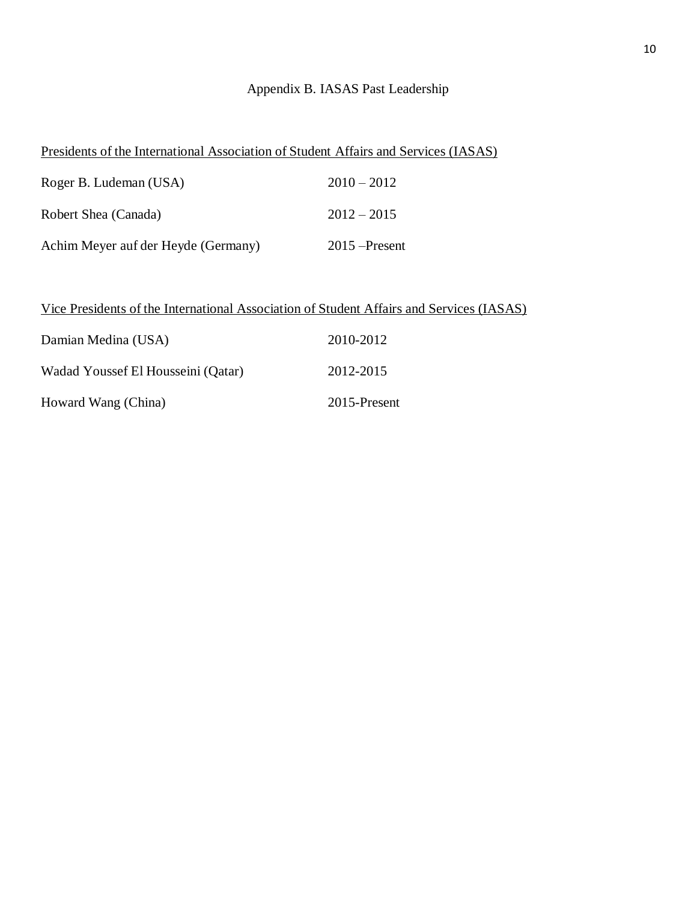# Appendix B. IASAS Past Leadership

<u>Presidents of the International Association of Student Affairs and Services (IASAS)</u>

| | |
|---|---|
| Roger B. Ludeman (USA) | 2010 – 2012 |
| Robert Shea (Canada) | 2012 – 2015 |
| Achim Meyer auf der Heyde (Germany) | 2015 –Present |

<u>Vice Presidents of the International Association of Student Affairs and Services (IASAS)</u>

| | |
|---|---|
| Damian Medina (USA) | 2010-2012 |
| Wadad Youssef El Housseini (Qatar) | 2012-2015 |
| Howard Wang (China) | 2015-Present |